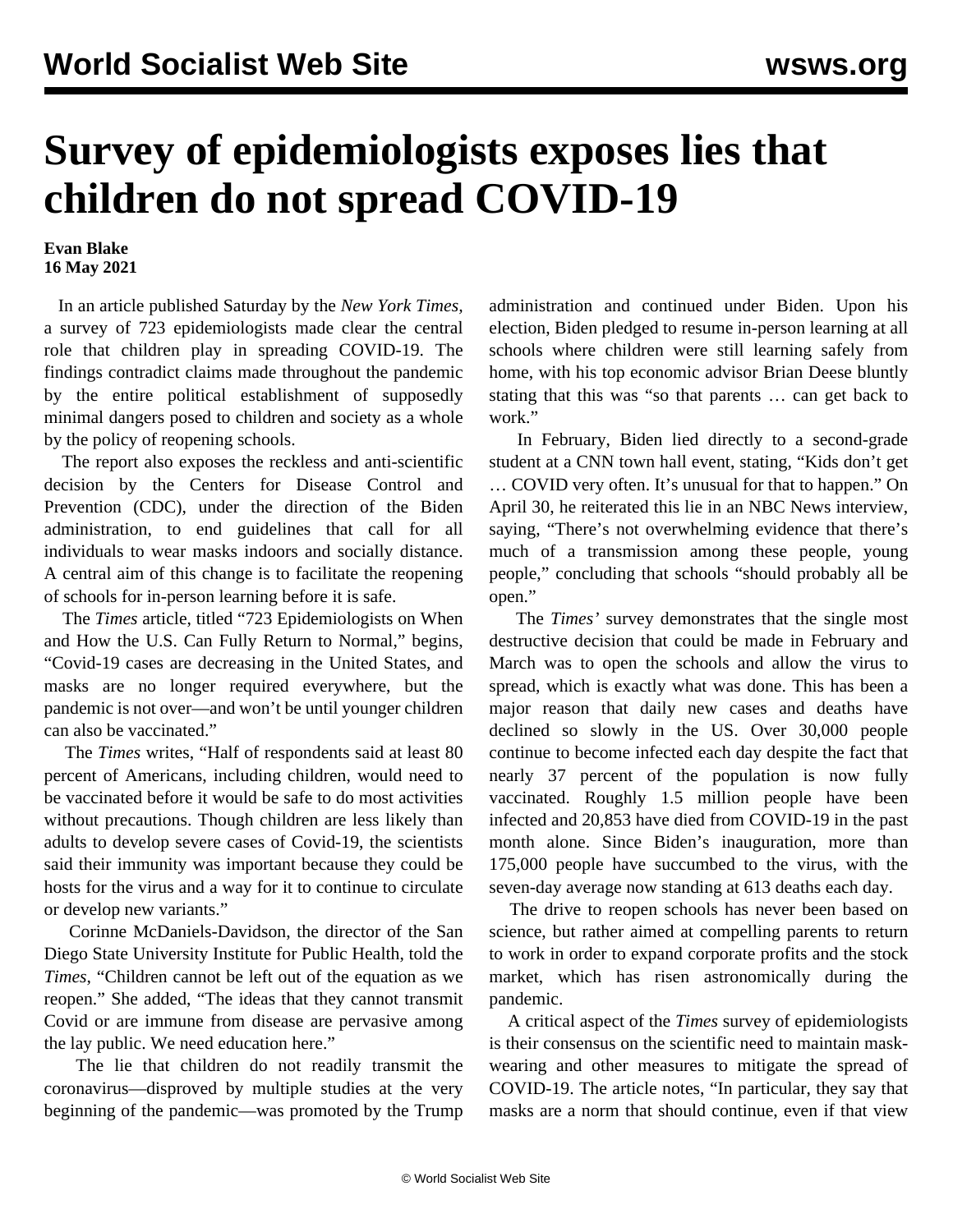# Survey of epidemiologists exposes lies that children do not spread COVID-19

**Evan Blake**
**16 May 2021**

In an article published Saturday by the *New York Times*, a survey of 723 epidemiologists made clear the central role that children play in spreading COVID-19. The findings contradict claims made throughout the pandemic by the entire political establishment of supposedly minimal dangers posed to children and society as a whole by the policy of reopening schools.

The report also exposes the reckless and anti-scientific decision by the Centers for Disease Control and Prevention (CDC), under the direction of the Biden administration, to end guidelines that call for all individuals to wear masks indoors and socially distance. A central aim of this change is to facilitate the reopening of schools for in-person learning before it is safe.

The *Times* article, titled "723 Epidemiologists on When and How the U.S. Can Fully Return to Normal," begins, "Covid-19 cases are decreasing in the United States, and masks are no longer required everywhere, but the pandemic is not over—and won't be until younger children can also be vaccinated."

The *Times* writes, "Half of respondents said at least 80 percent of Americans, including children, would need to be vaccinated before it would be safe to do most activities without precautions. Though children are less likely than adults to develop severe cases of Covid-19, the scientists said their immunity was important because they could be hosts for the virus and a way for it to continue to circulate or develop new variants."

Corinne McDaniels-Davidson, the director of the San Diego State University Institute for Public Health, told the *Times*, "Children cannot be left out of the equation as we reopen." She added, "The ideas that they cannot transmit Covid or are immune from disease are pervasive among the lay public. We need education here."

The lie that children do not readily transmit the coronavirus—disproved by multiple studies at the very beginning of the pandemic—was promoted by the Trump administration and continued under Biden. Upon his election, Biden pledged to resume in-person learning at all schools where children were still learning safely from home, with his top economic advisor Brian Deese bluntly stating that this was "so that parents … can get back to work."

In February, Biden lied directly to a second-grade student at a CNN town hall event, stating, "Kids don't get … COVID very often. It's unusual for that to happen." On April 30, he reiterated this lie in an NBC News interview, saying, "There's not overwhelming evidence that there's much of a transmission among these people, young people," concluding that schools "should probably all be open."

The *Times'* survey demonstrates that the single most destructive decision that could be made in February and March was to open the schools and allow the virus to spread, which is exactly what was done. This has been a major reason that daily new cases and deaths have declined so slowly in the US. Over 30,000 people continue to become infected each day despite the fact that nearly 37 percent of the population is now fully vaccinated. Roughly 1.5 million people have been infected and 20,853 have died from COVID-19 in the past month alone. Since Biden's inauguration, more than 175,000 people have succumbed to the virus, with the seven-day average now standing at 613 deaths each day.

The drive to reopen schools has never been based on science, but rather aimed at compelling parents to return to work in order to expand corporate profits and the stock market, which has risen astronomically during the pandemic.

A critical aspect of the *Times* survey of epidemiologists is their consensus on the scientific need to maintain mask-wearing and other measures to mitigate the spread of COVID-19. The article notes, "In particular, they say that masks are a norm that should continue, even if that view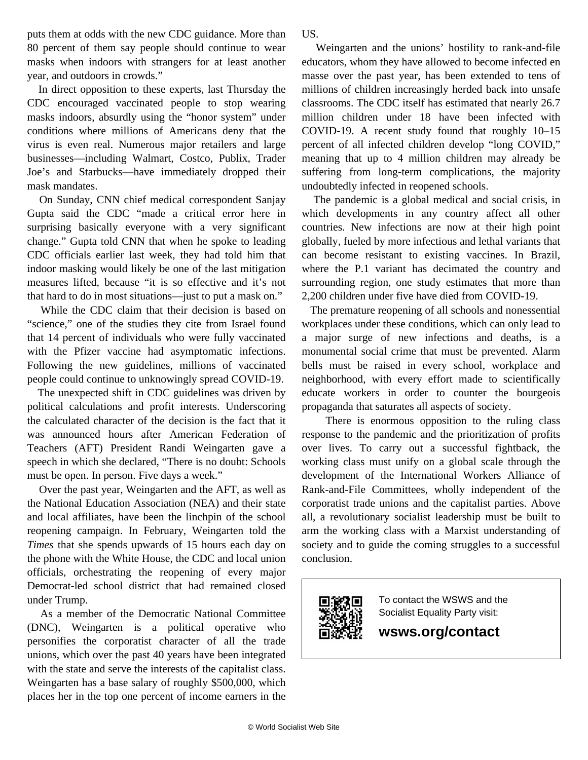puts them at odds with the new CDC guidance. More than 80 percent of them say people should continue to wear masks when indoors with strangers for at least another year, and outdoors in crowds."

In direct opposition to these experts, last Thursday the CDC encouraged vaccinated people to stop wearing masks indoors, absurdly using the "honor system" under conditions where millions of Americans deny that the virus is even real. Numerous major retailers and large businesses—including Walmart, Costco, Publix, Trader Joe's and Starbucks—have immediately dropped their mask mandates.

On Sunday, CNN chief medical correspondent Sanjay Gupta said the CDC "made a critical error here in surprising basically everyone with a very significant change." Gupta told CNN that when he spoke to leading CDC officials earlier last week, they had told him that indoor masking would likely be one of the last mitigation measures lifted, because "it is so effective and it's not that hard to do in most situations—just to put a mask on."

While the CDC claim that their decision is based on "science," one of the studies they cite from Israel found that 14 percent of individuals who were fully vaccinated with the Pfizer vaccine had asymptomatic infections. Following the new guidelines, millions of vaccinated people could continue to unknowingly spread COVID-19.

The unexpected shift in CDC guidelines was driven by political calculations and profit interests. Underscoring the calculated character of the decision is the fact that it was announced hours after American Federation of Teachers (AFT) President Randi Weingarten gave a speech in which she declared, "There is no doubt: Schools must be open. In person. Five days a week."

Over the past year, Weingarten and the AFT, as well as the National Education Association (NEA) and their state and local affiliates, have been the linchpin of the school reopening campaign. In February, Weingarten told the *Times* that she spends upwards of 15 hours each day on the phone with the White House, the CDC and local union officials, orchestrating the reopening of every major Democrat-led school district that had remained closed under Trump.

As a member of the Democratic National Committee (DNC), Weingarten is a political operative who personifies the corporatist character of all the trade unions, which over the past 40 years have been integrated with the state and serve the interests of the capitalist class. Weingarten has a base salary of roughly $500,000, which places her in the top one percent of income earners in the US.

Weingarten and the unions' hostility to rank-and-file educators, whom they have allowed to become infected en masse over the past year, has been extended to tens of millions of children increasingly herded back into unsafe classrooms. The CDC itself has estimated that nearly 26.7 million children under 18 have been infected with COVID-19. A recent study found that roughly 10–15 percent of all infected children develop "long COVID," meaning that up to 4 million children may already be suffering from long-term complications, the majority undoubtedly infected in reopened schools.

The pandemic is a global medical and social crisis, in which developments in any country affect all other countries. New infections are now at their high point globally, fueled by more infectious and lethal variants that can become resistant to existing vaccines. In Brazil, where the P.1 variant has decimated the country and surrounding region, one study estimates that more than 2,200 children under five have died from COVID-19.

The premature reopening of all schools and nonessential workplaces under these conditions, which can only lead to a major surge of new infections and deaths, is a monumental social crime that must be prevented. Alarm bells must be raised in every school, workplace and neighborhood, with every effort made to scientifically educate workers in order to counter the bourgeois propaganda that saturates all aspects of society.

There is enormous opposition to the ruling class response to the pandemic and the prioritization of profits over lives. To carry out a successful fightback, the working class must unify on a global scale through the development of the International Workers Alliance of Rank-and-File Committees, wholly independent of the corporatist trade unions and the capitalist parties. Above all, a revolutionary socialist leadership must be built to arm the working class with a Marxist understanding of society and to guide the coming struggles to a successful conclusion.

To contact the WSWS and the Socialist Equality Party visit:

**wsws.org/contact**